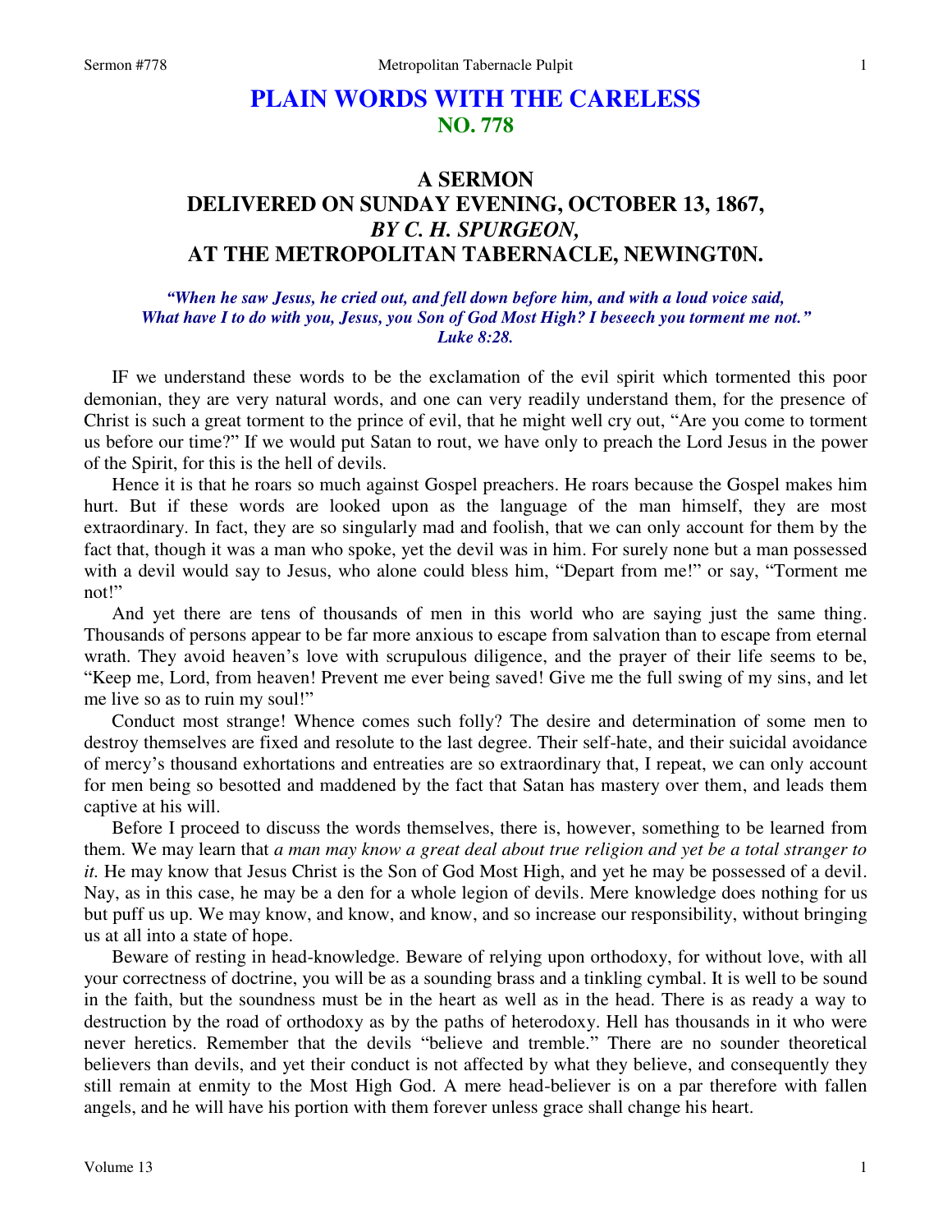# PLAIN WORDS WITH THE CARELESS
## NO. 778

## A SERMON
## DELIVERED ON SUNDAY EVENING, OCTOBER 13, 1867,
## *BY C. H. SPURGEON,*
## AT THE METROPOLITAN TABERNACLE, NEWINGT0N.

***"When he saw Jesus, he cried out, and fell down before him, and with a loud voice said, What have I to do with you, Jesus, you Son of God Most High? I beseech you torment me not." Luke 8:28.***

IF we understand these words to be the exclamation of the evil spirit which tormented this poor demonian, they are very natural words, and one can very readily understand them, for the presence of Christ is such a great torment to the prince of evil, that he might well cry out, "Are you come to torment us before our time?" If we would put Satan to rout, we have only to preach the Lord Jesus in the power of the Spirit, for this is the hell of devils.

Hence it is that he roars so much against Gospel preachers. He roars because the Gospel makes him hurt. But if these words are looked upon as the language of the man himself, they are most extraordinary. In fact, they are so singularly mad and foolish, that we can only account for them by the fact that, though it was a man who spoke, yet the devil was in him. For surely none but a man possessed with a devil would say to Jesus, who alone could bless him, "Depart from me!" or say, "Torment me not!"

And yet there are tens of thousands of men in this world who are saying just the same thing. Thousands of persons appear to be far more anxious to escape from salvation than to escape from eternal wrath. They avoid heaven's love with scrupulous diligence, and the prayer of their life seems to be, "Keep me, Lord, from heaven! Prevent me ever being saved! Give me the full swing of my sins, and let me live so as to ruin my soul!"

Conduct most strange! Whence comes such folly? The desire and determination of some men to destroy themselves are fixed and resolute to the last degree. Their self-hate, and their suicidal avoidance of mercy's thousand exhortations and entreaties are so extraordinary that, I repeat, we can only account for men being so besotted and maddened by the fact that Satan has mastery over them, and leads them captive at his will.

Before I proceed to discuss the words themselves, there is, however, something to be learned from them. We may learn that *a man may know a great deal about true religion and yet be a total stranger to it.* He may know that Jesus Christ is the Son of God Most High, and yet he may be possessed of a devil. Nay, as in this case, he may be a den for a whole legion of devils. Mere knowledge does nothing for us but puff us up. We may know, and know, and know, and so increase our responsibility, without bringing us at all into a state of hope.

Beware of resting in head-knowledge. Beware of relying upon orthodoxy, for without love, with all your correctness of doctrine, you will be as a sounding brass and a tinkling cymbal. It is well to be sound in the faith, but the soundness must be in the heart as well as in the head. There is as ready a way to destruction by the road of orthodoxy as by the paths of heterodoxy. Hell has thousands in it who were never heretics. Remember that the devils "believe and tremble." There are no sounder theoretical believers than devils, and yet their conduct is not affected by what they believe, and consequently they still remain at enmity to the Most High God. A mere head-believer is on a par therefore with fallen angels, and he will have his portion with them forever unless grace shall change his heart.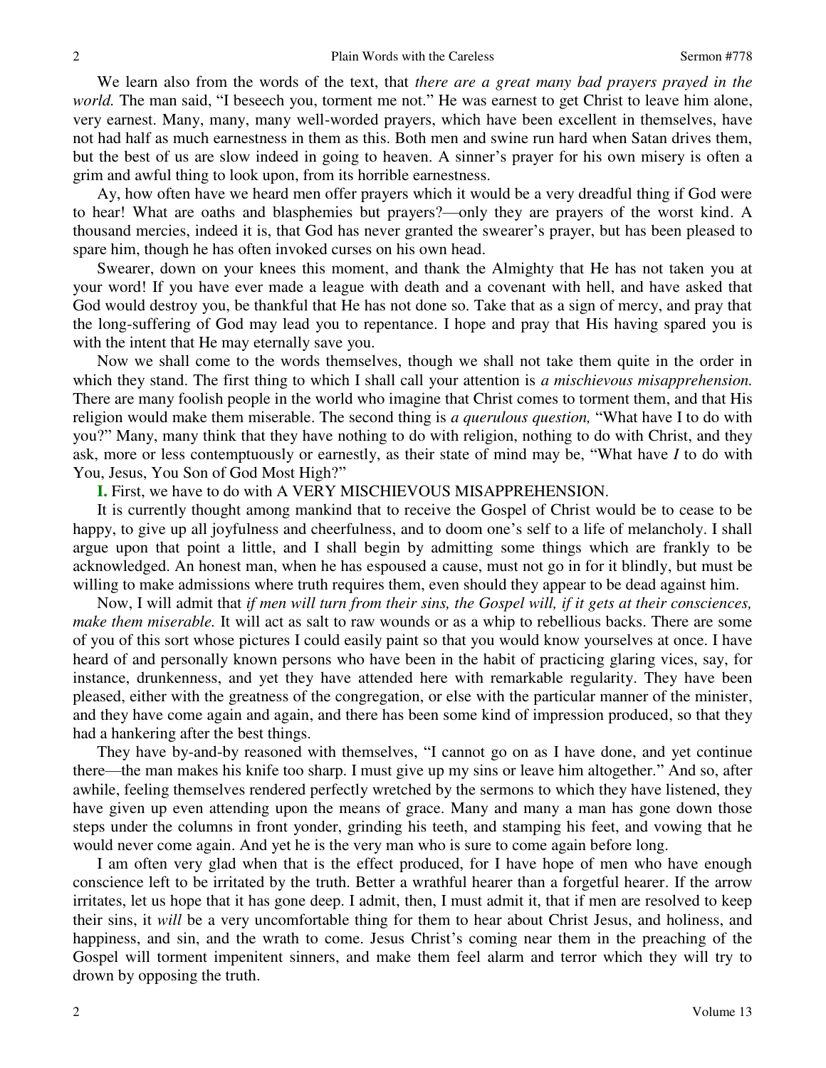We learn also from the words of the text, that *there are a great many bad prayers prayed in the world.* The man said, "I beseech you, torment me not." He was earnest to get Christ to leave him alone, very earnest. Many, many, many well-worded prayers, which have been excellent in themselves, have not had half as much earnestness in them as this. Both men and swine run hard when Satan drives them, but the best of us are slow indeed in going to heaven. A sinner's prayer for his own misery is often a grim and awful thing to look upon, from its horrible earnestness.

Ay, how often have we heard men offer prayers which it would be a very dreadful thing if God were to hear! What are oaths and blasphemies but prayers?—only they are prayers of the worst kind. A thousand mercies, indeed it is, that God has never granted the swearer's prayer, but has been pleased to spare him, though he has often invoked curses on his own head.

Swearer, down on your knees this moment, and thank the Almighty that He has not taken you at your word! If you have ever made a league with death and a covenant with hell, and have asked that God would destroy you, be thankful that He has not done so. Take that as a sign of mercy, and pray that the long-suffering of God may lead you to repentance. I hope and pray that His having spared you is with the intent that He may eternally save you.

Now we shall come to the words themselves, though we shall not take them quite in the order in which they stand. The first thing to which I shall call your attention is *a mischievous misapprehension.* There are many foolish people in the world who imagine that Christ comes to torment them, and that His religion would make them miserable. The second thing is *a querulous question,* "What have I to do with you?" Many, many think that they have nothing to do with religion, nothing to do with Christ, and they ask, more or less contemptuously or earnestly, as their state of mind may be, "What have *I* to do with You, Jesus, You Son of God Most High?"

**I.** First, we have to do with A VERY MISCHIEVOUS MISAPPREHENSION.

It is currently thought among mankind that to receive the Gospel of Christ would be to cease to be happy, to give up all joyfulness and cheerfulness, and to doom one's self to a life of melancholy. I shall argue upon that point a little, and I shall begin by admitting some things which are frankly to be acknowledged. An honest man, when he has espoused a cause, must not go in for it blindly, but must be willing to make admissions where truth requires them, even should they appear to be dead against him.

Now, I will admit that *if men will turn from their sins, the Gospel will, if it gets at their consciences, make them miserable.* It will act as salt to raw wounds or as a whip to rebellious backs. There are some of you of this sort whose pictures I could easily paint so that you would know yourselves at once. I have heard of and personally known persons who have been in the habit of practicing glaring vices, say, for instance, drunkenness, and yet they have attended here with remarkable regularity. They have been pleased, either with the greatness of the congregation, or else with the particular manner of the minister, and they have come again and again, and there has been some kind of impression produced, so that they had a hankering after the best things.

They have by-and-by reasoned with themselves, "I cannot go on as I have done, and yet continue there—the man makes his knife too sharp. I must give up my sins or leave him altogether." And so, after awhile, feeling themselves rendered perfectly wretched by the sermons to which they have listened, they have given up even attending upon the means of grace. Many and many a man has gone down those steps under the columns in front yonder, grinding his teeth, and stamping his feet, and vowing that he would never come again. And yet he is the very man who is sure to come again before long.

I am often very glad when that is the effect produced, for I have hope of men who have enough conscience left to be irritated by the truth. Better a wrathful hearer than a forgetful hearer. If the arrow irritates, let us hope that it has gone deep. I admit, then, I must admit it, that if men are resolved to keep their sins, it *will* be a very uncomfortable thing for them to hear about Christ Jesus, and holiness, and happiness, and sin, and the wrath to come. Jesus Christ's coming near them in the preaching of the Gospel will torment impenitent sinners, and make them feel alarm and terror which they will try to drown by opposing the truth.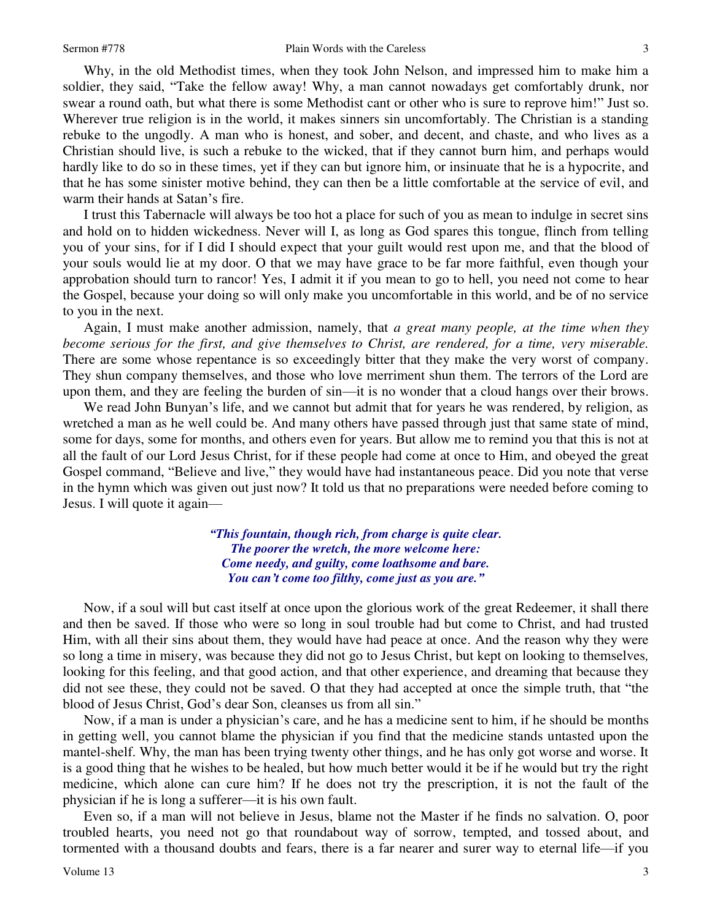Why, in the old Methodist times, when they took John Nelson, and impressed him to make him a soldier, they said, "Take the fellow away! Why, a man cannot nowadays get comfortably drunk, nor swear a round oath, but what there is some Methodist cant or other who is sure to reprove him!" Just so. Wherever true religion is in the world, it makes sinners sin uncomfortably. The Christian is a standing rebuke to the ungodly. A man who is honest, and sober, and decent, and chaste, and who lives as a Christian should live, is such a rebuke to the wicked, that if they cannot burn him, and perhaps would hardly like to do so in these times, yet if they can but ignore him, or insinuate that he is a hypocrite, and that he has some sinister motive behind, they can then be a little comfortable at the service of evil, and warm their hands at Satan's fire.

I trust this Tabernacle will always be too hot a place for such of you as mean to indulge in secret sins and hold on to hidden wickedness. Never will I, as long as God spares this tongue, flinch from telling you of your sins, for if I did I should expect that your guilt would rest upon me, and that the blood of your souls would lie at my door. O that we may have grace to be far more faithful, even though your approbation should turn to rancor! Yes, I admit it if you mean to go to hell, you need not come to hear the Gospel, because your doing so will only make you uncomfortable in this world, and be of no service to you in the next.

Again, I must make another admission, namely, that *a great many people, at the time when they become serious for the first, and give themselves to Christ, are rendered, for a time, very miserable.* There are some whose repentance is so exceedingly bitter that they make the very worst of company. They shun company themselves, and those who love merriment shun them. The terrors of the Lord are upon them, and they are feeling the burden of sin—it is no wonder that a cloud hangs over their brows.

We read John Bunyan's life, and we cannot but admit that for years he was rendered, by religion, as wretched a man as he well could be. And many others have passed through just that same state of mind, some for days, some for months, and others even for years. But allow me to remind you that this is not at all the fault of our Lord Jesus Christ, for if these people had come at once to Him, and obeyed the great Gospel command, "Believe and live," they would have had instantaneous peace. Did you note that verse in the hymn which was given out just now? It told us that no preparations were needed before coming to Jesus. I will quote it again—

> ***"This fountain, though rich, from charge is quite clear.***
> ***The poorer the wretch, the more welcome here:***
> ***Come needy, and guilty, come loathsome and bare.***
> ***You can't come too filthy, come just as you are."***

Now, if a soul will but cast itself at once upon the glorious work of the great Redeemer, it shall there and then be saved. If those who were so long in soul trouble had but come to Christ, and had trusted Him, with all their sins about them, they would have had peace at once. And the reason why they were so long a time in misery, was because they did not go to Jesus Christ, but kept on looking to themselves, looking for this feeling, and that good action, and that other experience, and dreaming that because they did not see these, they could not be saved. O that they had accepted at once the simple truth, that "the blood of Jesus Christ, God's dear Son, cleanses us from all sin."

Now, if a man is under a physician's care, and he has a medicine sent to him, if he should be months in getting well, you cannot blame the physician if you find that the medicine stands untasted upon the mantel-shelf. Why, the man has been trying twenty other things, and he has only got worse and worse. It is a good thing that he wishes to be healed, but how much better would it be if he would but try the right medicine, which alone can cure him? If he does not try the prescription, it is not the fault of the physician if he is long a sufferer—it is his own fault.

Even so, if a man will not believe in Jesus, blame not the Master if he finds no salvation. O, poor troubled hearts, you need not go that roundabout way of sorrow, tempted, and tossed about, and tormented with a thousand doubts and fears, there is a far nearer and surer way to eternal life—if you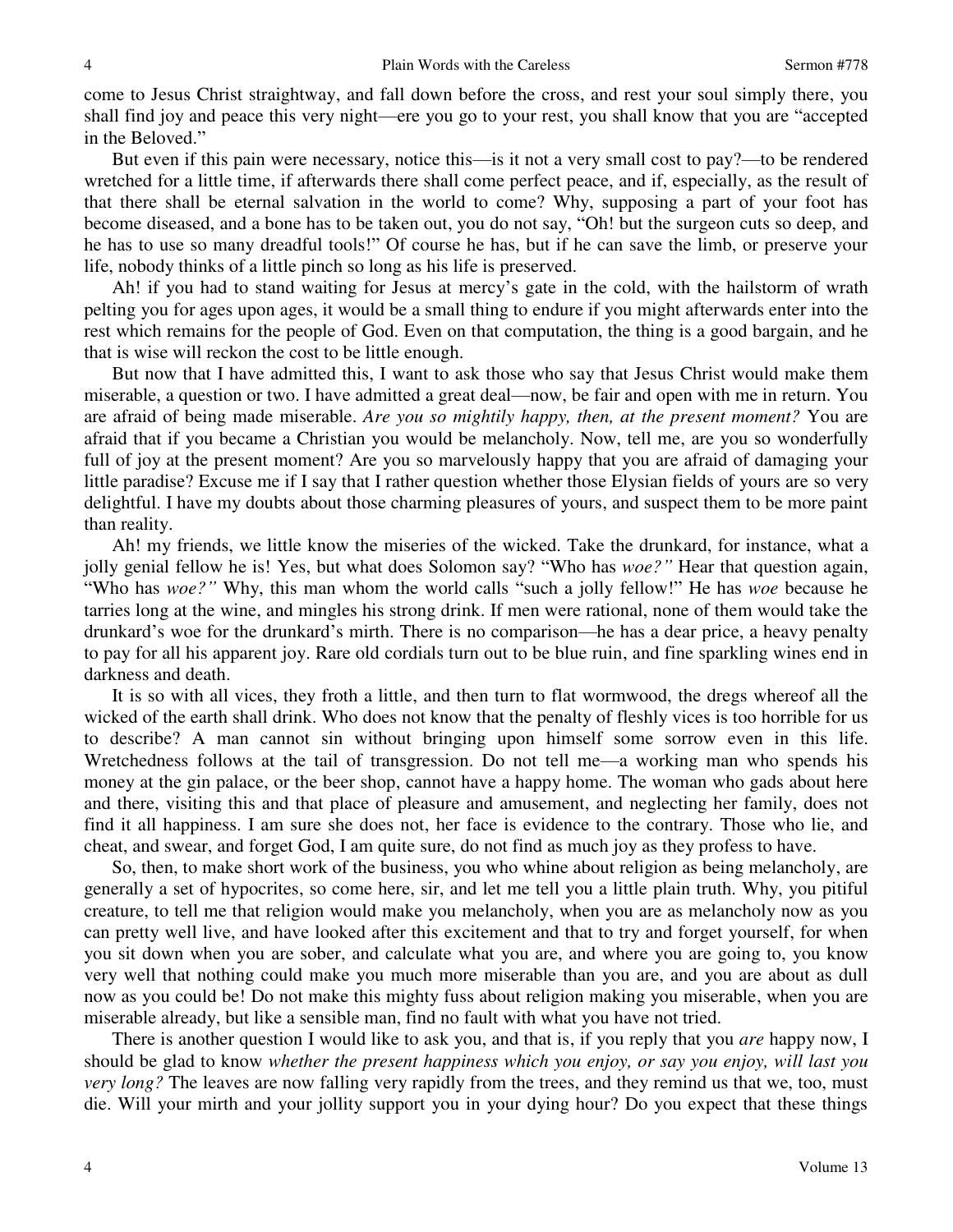come to Jesus Christ straightway, and fall down before the cross, and rest your soul simply there, you shall find joy and peace this very night—ere you go to your rest, you shall know that you are "accepted in the Beloved."

But even if this pain were necessary, notice this—is it not a very small cost to pay?—to be rendered wretched for a little time, if afterwards there shall come perfect peace, and if, especially, as the result of that there shall be eternal salvation in the world to come? Why, supposing a part of your foot has become diseased, and a bone has to be taken out, you do not say, "Oh! but the surgeon cuts so deep, and he has to use so many dreadful tools!" Of course he has, but if he can save the limb, or preserve your life, nobody thinks of a little pinch so long as his life is preserved.

Ah! if you had to stand waiting for Jesus at mercy's gate in the cold, with the hailstorm of wrath pelting you for ages upon ages, it would be a small thing to endure if you might afterwards enter into the rest which remains for the people of God. Even on that computation, the thing is a good bargain, and he that is wise will reckon the cost to be little enough.

But now that I have admitted this, I want to ask those who say that Jesus Christ would make them miserable, a question or two. I have admitted a great deal—now, be fair and open with me in return. You are afraid of being made miserable. *Are you so mightily happy, then, at the present moment?* You are afraid that if you became a Christian you would be melancholy. Now, tell me, are you so wonderfully full of joy at the present moment? Are you so marvelously happy that you are afraid of damaging your little paradise? Excuse me if I say that I rather question whether those Elysian fields of yours are so very delightful. I have my doubts about those charming pleasures of yours, and suspect them to be more paint than reality.

Ah! my friends, we little know the miseries of the wicked. Take the drunkard, for instance, what a jolly genial fellow he is! Yes, but what does Solomon say? "Who has *woe?"* Hear that question again, "Who has *woe?"* Why, this man whom the world calls "such a jolly fellow!" He has *woe* because he tarries long at the wine, and mingles his strong drink. If men were rational, none of them would take the drunkard's woe for the drunkard's mirth. There is no comparison—he has a dear price, a heavy penalty to pay for all his apparent joy. Rare old cordials turn out to be blue ruin, and fine sparkling wines end in darkness and death.

It is so with all vices, they froth a little, and then turn to flat wormwood, the dregs whereof all the wicked of the earth shall drink. Who does not know that the penalty of fleshly vices is too horrible for us to describe? A man cannot sin without bringing upon himself some sorrow even in this life. Wretchedness follows at the tail of transgression. Do not tell me—a working man who spends his money at the gin palace, or the beer shop, cannot have a happy home. The woman who gads about here and there, visiting this and that place of pleasure and amusement, and neglecting her family, does not find it all happiness. I am sure she does not, her face is evidence to the contrary. Those who lie, and cheat, and swear, and forget God, I am quite sure, do not find as much joy as they profess to have.

So, then, to make short work of the business, you who whine about religion as being melancholy, are generally a set of hypocrites, so come here, sir, and let me tell you a little plain truth. Why, you pitiful creature, to tell me that religion would make you melancholy, when you are as melancholy now as you can pretty well live, and have looked after this excitement and that to try and forget yourself, for when you sit down when you are sober, and calculate what you are, and where you are going to, you know very well that nothing could make you much more miserable than you are, and you are about as dull now as you could be! Do not make this mighty fuss about religion making you miserable, when you are miserable already, but like a sensible man, find no fault with what you have not tried.

There is another question I would like to ask you, and that is, if you reply that you *are* happy now, I should be glad to know *whether the present happiness which you enjoy, or say you enjoy, will last you very long?* The leaves are now falling very rapidly from the trees, and they remind us that we, too, must die. Will your mirth and your jollity support you in your dying hour? Do you expect that these things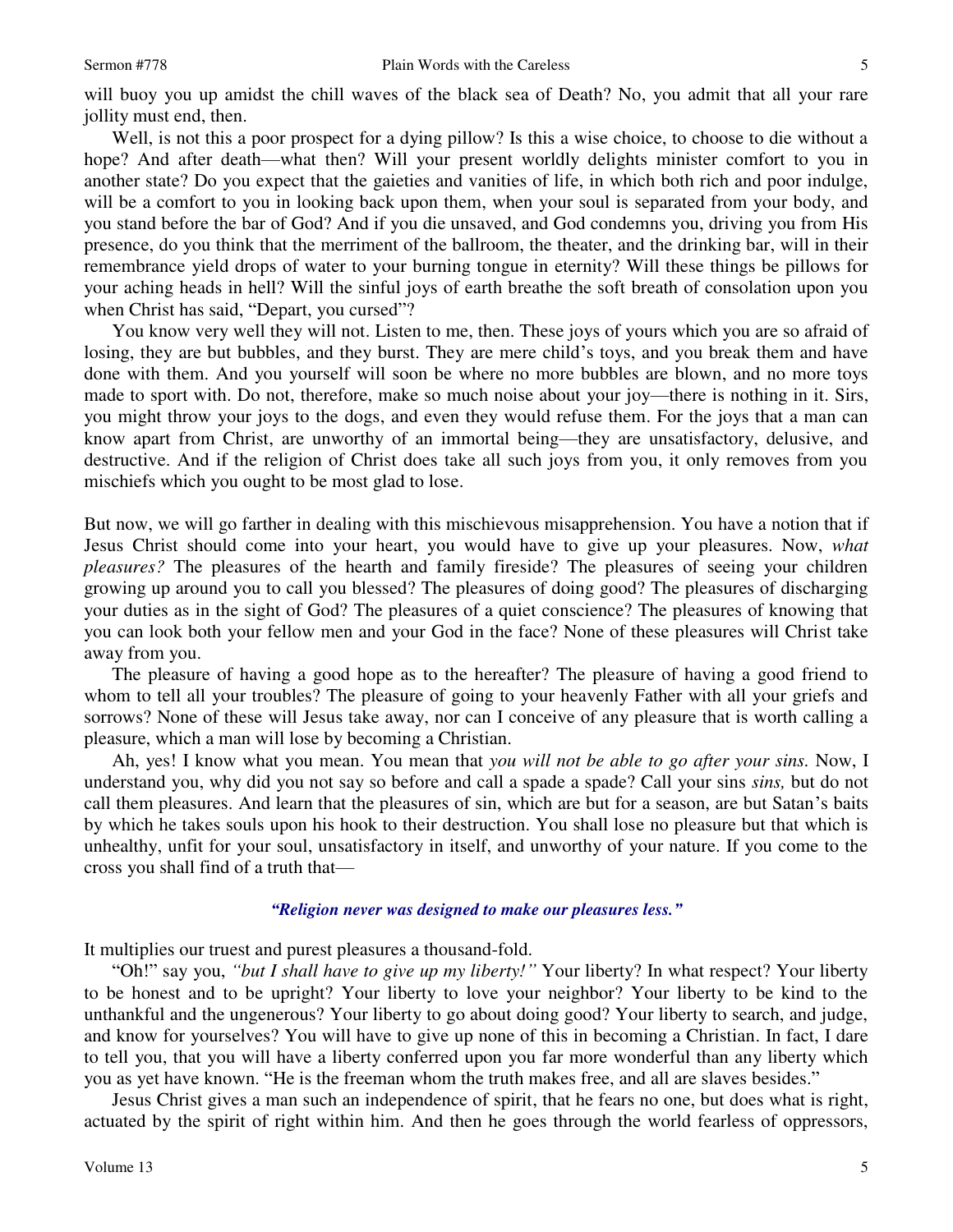will buoy you up amidst the chill waves of the black sea of Death? No, you admit that all your rare jollity must end, then.

Well, is not this a poor prospect for a dying pillow? Is this a wise choice, to choose to die without a hope? And after death—what then? Will your present worldly delights minister comfort to you in another state? Do you expect that the gaieties and vanities of life, in which both rich and poor indulge, will be a comfort to you in looking back upon them, when your soul is separated from your body, and you stand before the bar of God? And if you die unsaved, and God condemns you, driving you from His presence, do you think that the merriment of the ballroom, the theater, and the drinking bar, will in their remembrance yield drops of water to your burning tongue in eternity? Will these things be pillows for your aching heads in hell? Will the sinful joys of earth breathe the soft breath of consolation upon you when Christ has said, "Depart, you cursed"?

You know very well they will not. Listen to me, then. These joys of yours which you are so afraid of losing, they are but bubbles, and they burst. They are mere child's toys, and you break them and have done with them. And you yourself will soon be where no more bubbles are blown, and no more toys made to sport with. Do not, therefore, make so much noise about your joy—there is nothing in it. Sirs, you might throw your joys to the dogs, and even they would refuse them. For the joys that a man can know apart from Christ, are unworthy of an immortal being—they are unsatisfactory, delusive, and destructive. And if the religion of Christ does take all such joys from you, it only removes from you mischiefs which you ought to be most glad to lose.

But now, we will go farther in dealing with this mischievous misapprehension. You have a notion that if Jesus Christ should come into your heart, you would have to give up your pleasures. Now, *what pleasures?* The pleasures of the hearth and family fireside? The pleasures of seeing your children growing up around you to call you blessed? The pleasures of doing good? The pleasures of discharging your duties as in the sight of God? The pleasures of a quiet conscience? The pleasures of knowing that you can look both your fellow men and your God in the face? None of these pleasures will Christ take away from you.

The pleasure of having a good hope as to the hereafter? The pleasure of having a good friend to whom to tell all your troubles? The pleasure of going to your heavenly Father with all your griefs and sorrows? None of these will Jesus take away, nor can I conceive of any pleasure that is worth calling a pleasure, which a man will lose by becoming a Christian.

Ah, yes! I know what you mean. You mean that *you will not be able to go after your sins.* Now, I understand you, why did you not say so before and call a spade a spade? Call your sins *sins,* but do not call them pleasures. And learn that the pleasures of sin, which are but for a season, are but Satan's baits by which he takes souls upon his hook to their destruction. You shall lose no pleasure but that which is unhealthy, unfit for your soul, unsatisfactory in itself, and unworthy of your nature. If you come to the cross you shall find of a truth that—

> ***"Religion never was designed to make our pleasures less."***

It multiplies our truest and purest pleasures a thousand-fold.

"Oh!" say you, *"but I shall have to give up my liberty!"* Your liberty? In what respect? Your liberty to be honest and to be upright? Your liberty to love your neighbor? Your liberty to be kind to the unthankful and the ungenerous? Your liberty to go about doing good? Your liberty to search, and judge, and know for yourselves? You will have to give up none of this in becoming a Christian. In fact, I dare to tell you, that you will have a liberty conferred upon you far more wonderful than any liberty which you as yet have known. "He is the freeman whom the truth makes free, and all are slaves besides."

Jesus Christ gives a man such an independence of spirit, that he fears no one, but does what is right, actuated by the spirit of right within him. And then he goes through the world fearless of oppressors,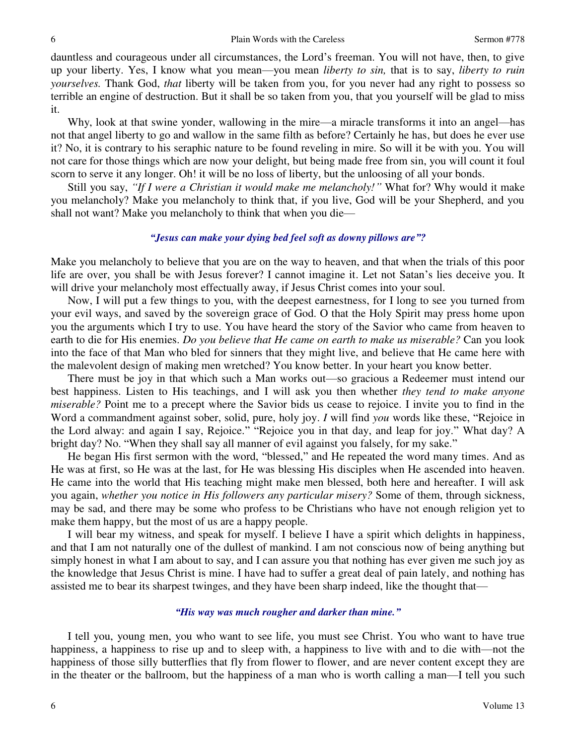dauntless and courageous under all circumstances, the Lord's freeman. You will not have, then, to give up your liberty. Yes, I know what you mean—you mean *liberty to sin,* that is to say, *liberty to ruin yourselves.* Thank God, *that* liberty will be taken from you, for you never had any right to possess so terrible an engine of destruction. But it shall be so taken from you, that you yourself will be glad to miss it.

Why, look at that swine yonder, wallowing in the mire—a miracle transforms it into an angel—has not that angel liberty to go and wallow in the same filth as before? Certainly he has, but does he ever use it? No, it is contrary to his seraphic nature to be found reveling in mire. So will it be with you. You will not care for those things which are now your delight, but being made free from sin, you will count it foul scorn to serve it any longer. Oh! it will be no loss of liberty, but the unloosing of all your bonds.

Still you say, *"If I were a Christian it would make me melancholy!"* What for? Why would it make you melancholy? Make you melancholy to think that, if you live, God will be your Shepherd, and you shall not want? Make you melancholy to think that when you die—

***"Jesus can make your dying bed feel soft as downy pillows are"?***

Make you melancholy to believe that you are on the way to heaven, and that when the trials of this poor life are over, you shall be with Jesus forever? I cannot imagine it. Let not Satan's lies deceive you. It will drive your melancholy most effectually away, if Jesus Christ comes into your soul.

Now, I will put a few things to you, with the deepest earnestness, for I long to see you turned from your evil ways, and saved by the sovereign grace of God. O that the Holy Spirit may press home upon you the arguments which I try to use. You have heard the story of the Savior who came from heaven to earth to die for His enemies. *Do you believe that He came on earth to make us miserable?* Can you look into the face of that Man who bled for sinners that they might live, and believe that He came here with the malevolent design of making men wretched? You know better. In your heart you know better.

There must be joy in that which such a Man works out—so gracious a Redeemer must intend our best happiness. Listen to His teachings, and I will ask you then whether *they tend to make anyone miserable?* Point me to a precept where the Savior bids us cease to rejoice. I invite you to find in the Word a commandment against sober, solid, pure, holy joy. *I* will find *you* words like these, "Rejoice in the Lord alway: and again I say, Rejoice." "Rejoice you in that day, and leap for joy." What day? A bright day? No. "When they shall say all manner of evil against you falsely, for my sake."

He began His first sermon with the word, "blessed," and He repeated the word many times. And as He was at first, so He was at the last, for He was blessing His disciples when He ascended into heaven. He came into the world that His teaching might make men blessed, both here and hereafter. I will ask you again, *whether you notice in His followers any particular misery?* Some of them, through sickness, may be sad, and there may be some who profess to be Christians who have not enough religion yet to make them happy, but the most of us are a happy people.

I will bear my witness, and speak for myself. I believe I have a spirit which delights in happiness, and that I am not naturally one of the dullest of mankind. I am not conscious now of being anything but simply honest in what I am about to say, and I can assure you that nothing has ever given me such joy as the knowledge that Jesus Christ is mine. I have had to suffer a great deal of pain lately, and nothing has assisted me to bear its sharpest twinges, and they have been sharp indeed, like the thought that—

***"His way was much rougher and darker than mine."***

I tell you, young men, you who want to see life, you must see Christ. You who want to have true happiness, a happiness to rise up and to sleep with, a happiness to live with and to die with—not the happiness of those silly butterflies that fly from flower to flower, and are never content except they are in the theater or the ballroom, but the happiness of a man who is worth calling a man—I tell you such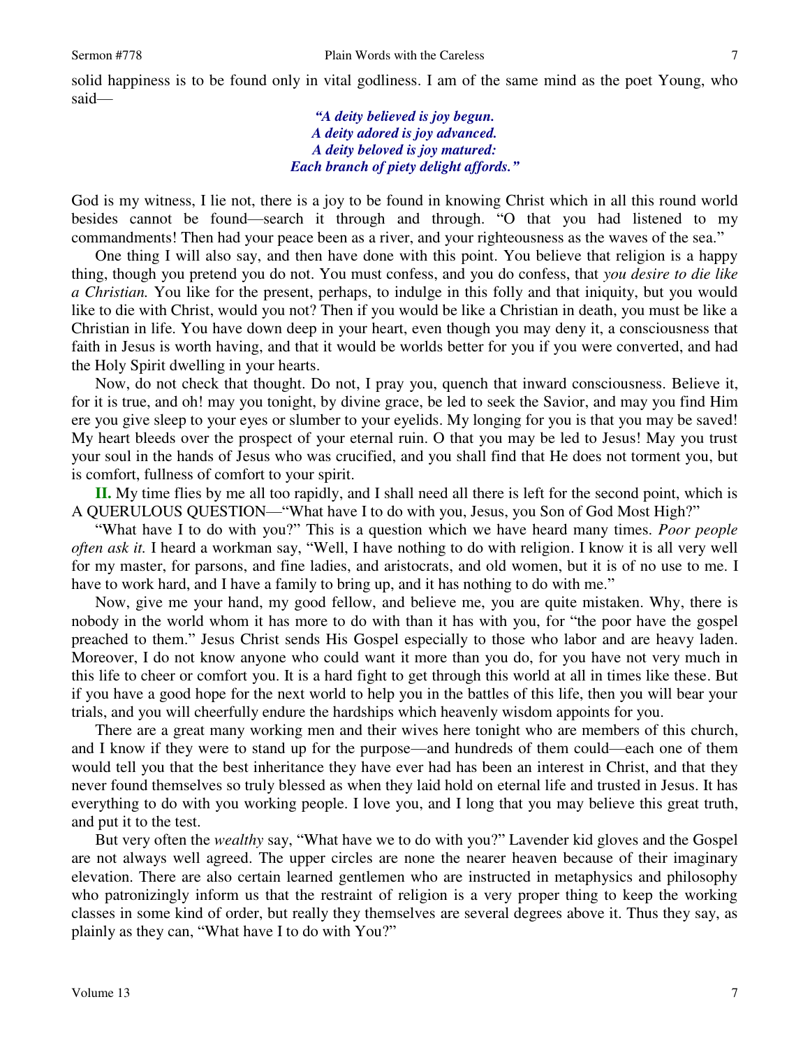solid happiness is to be found only in vital godliness. I am of the same mind as the poet Young, who said—

> ***"A deity believed is joy begun.***
> ***A deity adored is joy advanced.***
> ***A deity beloved is joy matured:***
> ***Each branch of piety delight affords."***

God is my witness, I lie not, there is a joy to be found in knowing Christ which in all this round world besides cannot be found—search it through and through. "O that you had listened to my commandments! Then had your peace been as a river, and your righteousness as the waves of the sea."

One thing I will also say, and then have done with this point. You believe that religion is a happy thing, though you pretend you do not. You must confess, and you do confess, that *you desire to die like a Christian.* You like for the present, perhaps, to indulge in this folly and that iniquity, but you would like to die with Christ, would you not? Then if you would be like a Christian in death, you must be like a Christian in life. You have down deep in your heart, even though you may deny it, a consciousness that faith in Jesus is worth having, and that it would be worlds better for you if you were converted, and had the Holy Spirit dwelling in your hearts.

Now, do not check that thought. Do not, I pray you, quench that inward consciousness. Believe it, for it is true, and oh! may you tonight, by divine grace, be led to seek the Savior, and may you find Him ere you give sleep to your eyes or slumber to your eyelids. My longing for you is that you may be saved! My heart bleeds over the prospect of your eternal ruin. O that you may be led to Jesus! May you trust your soul in the hands of Jesus who was crucified, and you shall find that He does not torment you, but is comfort, fullness of comfort to your spirit.

**II.** My time flies by me all too rapidly, and I shall need all there is left for the second point, which is A QUERULOUS QUESTION—"What have I to do with you, Jesus, you Son of God Most High?"

"What have I to do with you?" This is a question which we have heard many times. *Poor people often ask it.* I heard a workman say, "Well, I have nothing to do with religion. I know it is all very well for my master, for parsons, and fine ladies, and aristocrats, and old women, but it is of no use to me. I have to work hard, and I have a family to bring up, and it has nothing to do with me."

Now, give me your hand, my good fellow, and believe me, you are quite mistaken. Why, there is nobody in the world whom it has more to do with than it has with you, for "the poor have the gospel preached to them." Jesus Christ sends His Gospel especially to those who labor and are heavy laden. Moreover, I do not know anyone who could want it more than you do, for you have not very much in this life to cheer or comfort you. It is a hard fight to get through this world at all in times like these. But if you have a good hope for the next world to help you in the battles of this life, then you will bear your trials, and you will cheerfully endure the hardships which heavenly wisdom appoints for you.

There are a great many working men and their wives here tonight who are members of this church, and I know if they were to stand up for the purpose—and hundreds of them could—each one of them would tell you that the best inheritance they have ever had has been an interest in Christ, and that they never found themselves so truly blessed as when they laid hold on eternal life and trusted in Jesus. It has everything to do with you working people. I love you, and I long that you may believe this great truth, and put it to the test.

But very often the *wealthy* say, "What have we to do with you?" Lavender kid gloves and the Gospel are not always well agreed. The upper circles are none the nearer heaven because of their imaginary elevation. There are also certain learned gentlemen who are instructed in metaphysics and philosophy who patronizingly inform us that the restraint of religion is a very proper thing to keep the working classes in some kind of order, but really they themselves are several degrees above it. Thus they say, as plainly as they can, "What have I to do with You?"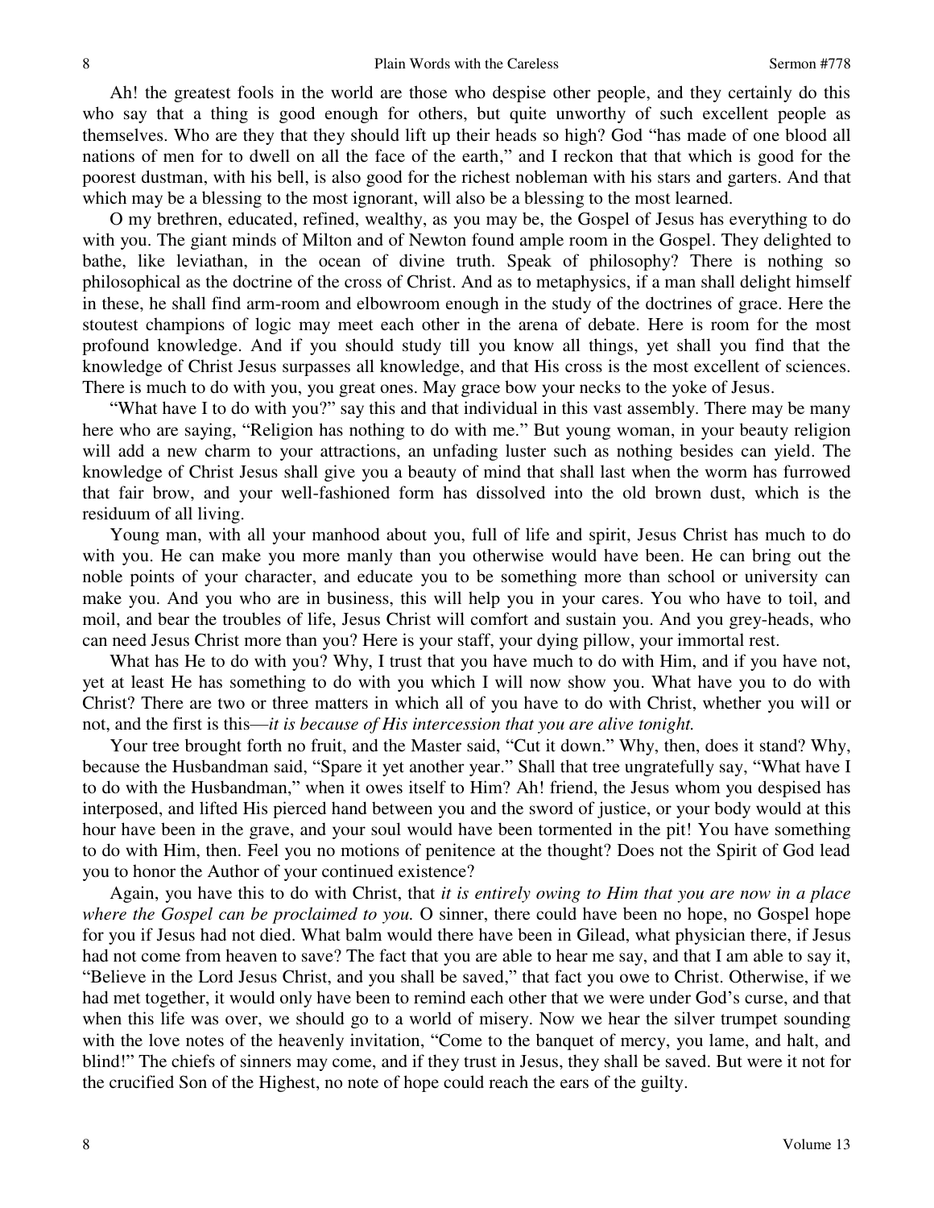Ah! the greatest fools in the world are those who despise other people, and they certainly do this who say that a thing is good enough for others, but quite unworthy of such excellent people as themselves. Who are they that they should lift up their heads so high? God "has made of one blood all nations of men for to dwell on all the face of the earth," and I reckon that that which is good for the poorest dustman, with his bell, is also good for the richest nobleman with his stars and garters. And that which may be a blessing to the most ignorant, will also be a blessing to the most learned.

O my brethren, educated, refined, wealthy, as you may be, the Gospel of Jesus has everything to do with you. The giant minds of Milton and of Newton found ample room in the Gospel. They delighted to bathe, like leviathan, in the ocean of divine truth. Speak of philosophy? There is nothing so philosophical as the doctrine of the cross of Christ. And as to metaphysics, if a man shall delight himself in these, he shall find arm-room and elbowroom enough in the study of the doctrines of grace. Here the stoutest champions of logic may meet each other in the arena of debate. Here is room for the most profound knowledge. And if you should study till you know all things, yet shall you find that the knowledge of Christ Jesus surpasses all knowledge, and that His cross is the most excellent of sciences. There is much to do with you, you great ones. May grace bow your necks to the yoke of Jesus.

"What have I to do with you?" say this and that individual in this vast assembly. There may be many here who are saying, "Religion has nothing to do with me." But young woman, in your beauty religion will add a new charm to your attractions, an unfading luster such as nothing besides can yield. The knowledge of Christ Jesus shall give you a beauty of mind that shall last when the worm has furrowed that fair brow, and your well-fashioned form has dissolved into the old brown dust, which is the residuum of all living.

Young man, with all your manhood about you, full of life and spirit, Jesus Christ has much to do with you. He can make you more manly than you otherwise would have been. He can bring out the noble points of your character, and educate you to be something more than school or university can make you. And you who are in business, this will help you in your cares. You who have to toil, and moil, and bear the troubles of life, Jesus Christ will comfort and sustain you. And you grey-heads, who can need Jesus Christ more than you? Here is your staff, your dying pillow, your immortal rest.

What has He to do with you? Why, I trust that you have much to do with Him, and if you have not, yet at least He has something to do with you which I will now show you. What have you to do with Christ? There are two or three matters in which all of you have to do with Christ, whether you will or not, and the first is this—*it is because of His intercession that you are alive tonight.*

Your tree brought forth no fruit, and the Master said, "Cut it down." Why, then, does it stand? Why, because the Husbandman said, "Spare it yet another year." Shall that tree ungratefully say, "What have I to do with the Husbandman," when it owes itself to Him? Ah! friend, the Jesus whom you despised has interposed, and lifted His pierced hand between you and the sword of justice, or your body would at this hour have been in the grave, and your soul would have been tormented in the pit! You have something to do with Him, then. Feel you no motions of penitence at the thought? Does not the Spirit of God lead you to honor the Author of your continued existence?

Again, you have this to do with Christ, that *it is entirely owing to Him that you are now in a place where the Gospel can be proclaimed to you.* O sinner, there could have been no hope, no Gospel hope for you if Jesus had not died. What balm would there have been in Gilead, what physician there, if Jesus had not come from heaven to save? The fact that you are able to hear me say, and that I am able to say it, "Believe in the Lord Jesus Christ, and you shall be saved," that fact you owe to Christ. Otherwise, if we had met together, it would only have been to remind each other that we were under God's curse, and that when this life was over, we should go to a world of misery. Now we hear the silver trumpet sounding with the love notes of the heavenly invitation, "Come to the banquet of mercy, you lame, and halt, and blind!" The chiefs of sinners may come, and if they trust in Jesus, they shall be saved. But were it not for the crucified Son of the Highest, no note of hope could reach the ears of the guilty.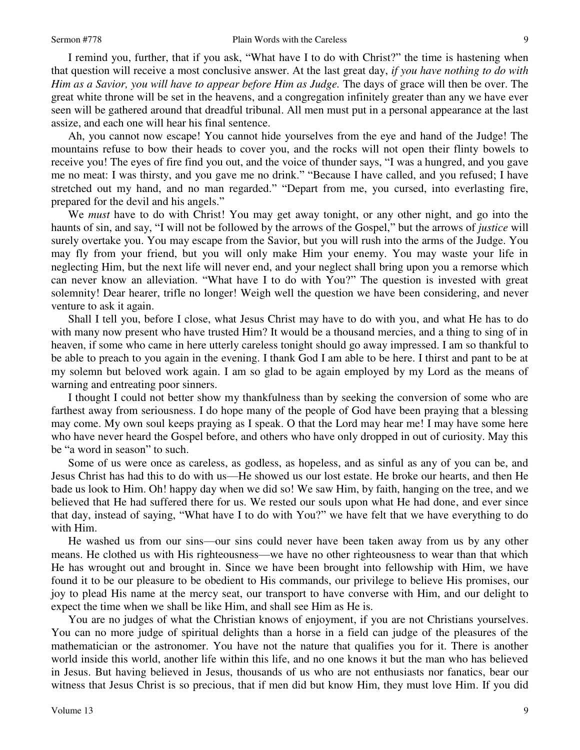I remind you, further, that if you ask, "What have I to do with Christ?" the time is hastening when that question will receive a most conclusive answer. At the last great day, *if you have nothing to do with Him as a Savior, you will have to appear before Him as Judge.* The days of grace will then be over. The great white throne will be set in the heavens, and a congregation infinitely greater than any we have ever seen will be gathered around that dreadful tribunal. All men must put in a personal appearance at the last assize, and each one will hear his final sentence.

Ah, you cannot now escape! You cannot hide yourselves from the eye and hand of the Judge! The mountains refuse to bow their heads to cover you, and the rocks will not open their flinty bowels to receive you! The eyes of fire find you out, and the voice of thunder says, "I was a hungred, and you gave me no meat: I was thirsty, and you gave me no drink." "Because I have called, and you refused; I have stretched out my hand, and no man regarded." "Depart from me, you cursed, into everlasting fire, prepared for the devil and his angels."

We *must* have to do with Christ! You may get away tonight, or any other night, and go into the haunts of sin, and say, "I will not be followed by the arrows of the Gospel," but the arrows of *justice* will surely overtake you. You may escape from the Savior, but you will rush into the arms of the Judge. You may fly from your friend, but you will only make Him your enemy. You may waste your life in neglecting Him, but the next life will never end, and your neglect shall bring upon you a remorse which can never know an alleviation. "What have I to do with You?" The question is invested with great solemnity! Dear hearer, trifle no longer! Weigh well the question we have been considering, and never venture to ask it again.

Shall I tell you, before I close, what Jesus Christ may have to do with you, and what He has to do with many now present who have trusted Him? It would be a thousand mercies, and a thing to sing of in heaven, if some who came in here utterly careless tonight should go away impressed. I am so thankful to be able to preach to you again in the evening. I thank God I am able to be here. I thirst and pant to be at my solemn but beloved work again. I am so glad to be again employed by my Lord as the means of warning and entreating poor sinners.

I thought I could not better show my thankfulness than by seeking the conversion of some who are farthest away from seriousness. I do hope many of the people of God have been praying that a blessing may come. My own soul keeps praying as I speak. O that the Lord may hear me! I may have some here who have never heard the Gospel before, and others who have only dropped in out of curiosity. May this be "a word in season" to such.

Some of us were once as careless, as godless, as hopeless, and as sinful as any of you can be, and Jesus Christ has had this to do with us—He showed us our lost estate. He broke our hearts, and then He bade us look to Him. Oh! happy day when we did so! We saw Him, by faith, hanging on the tree, and we believed that He had suffered there for us. We rested our souls upon what He had done, and ever since that day, instead of saying, "What have I to do with You?" we have felt that we have everything to do with Him.

He washed us from our sins—our sins could never have been taken away from us by any other means. He clothed us with His righteousness—we have no other righteousness to wear than that which He has wrought out and brought in. Since we have been brought into fellowship with Him, we have found it to be our pleasure to be obedient to His commands, our privilege to believe His promises, our joy to plead His name at the mercy seat, our transport to have converse with Him, and our delight to expect the time when we shall be like Him, and shall see Him as He is.

You are no judges of what the Christian knows of enjoyment, if you are not Christians yourselves. You can no more judge of spiritual delights than a horse in a field can judge of the pleasures of the mathematician or the astronomer. You have not the nature that qualifies you for it. There is another world inside this world, another life within this life, and no one knows it but the man who has believed in Jesus. But having believed in Jesus, thousands of us who are not enthusiasts nor fanatics, bear our witness that Jesus Christ is so precious, that if men did but know Him, they must love Him. If you did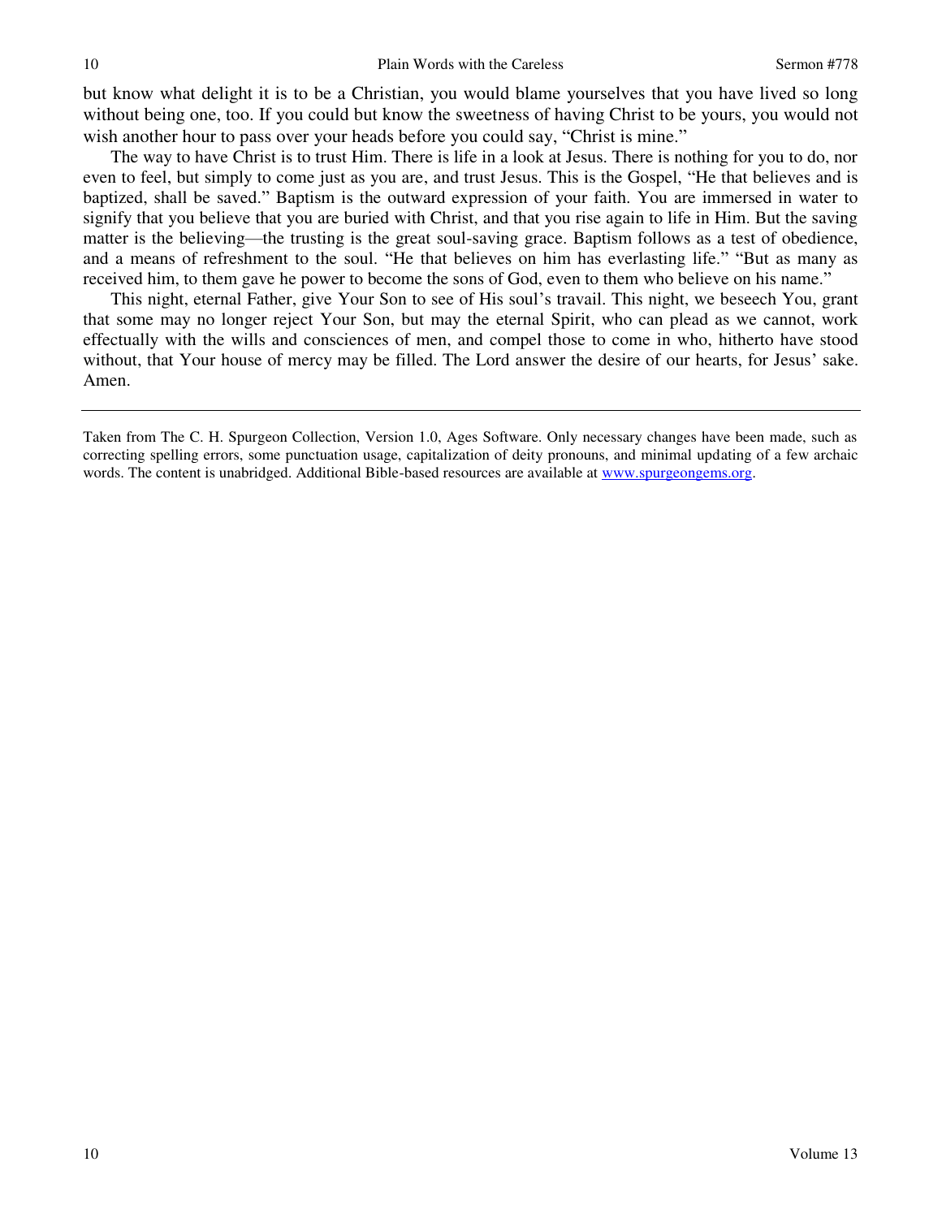but know what delight it is to be a Christian, you would blame yourselves that you have lived so long without being one, too. If you could but know the sweetness of having Christ to be yours, you would not wish another hour to pass over your heads before you could say, "Christ is mine."

The way to have Christ is to trust Him. There is life in a look at Jesus. There is nothing for you to do, nor even to feel, but simply to come just as you are, and trust Jesus. This is the Gospel, "He that believes and is baptized, shall be saved." Baptism is the outward expression of your faith. You are immersed in water to signify that you believe that you are buried with Christ, and that you rise again to life in Him. But the saving matter is the believing—the trusting is the great soul-saving grace. Baptism follows as a test of obedience, and a means of refreshment to the soul. "He that believes on him has everlasting life." "But as many as received him, to them gave he power to become the sons of God, even to them who believe on his name."

This night, eternal Father, give Your Son to see of His soul's travail. This night, we beseech You, grant that some may no longer reject Your Son, but may the eternal Spirit, who can plead as we cannot, work effectually with the wills and consciences of men, and compel those to come in who, hitherto have stood without, that Your house of mercy may be filled. The Lord answer the desire of our hearts, for Jesus' sake. Amen.

---

Taken from The C. H. Spurgeon Collection, Version 1.0, Ages Software. Only necessary changes have been made, such as correcting spelling errors, some punctuation usage, capitalization of deity pronouns, and minimal updating of a few archaic words. The content is unabridged. Additional Bible-based resources are available at [www.spurgeongems.org](http://www.spurgeongems.org).